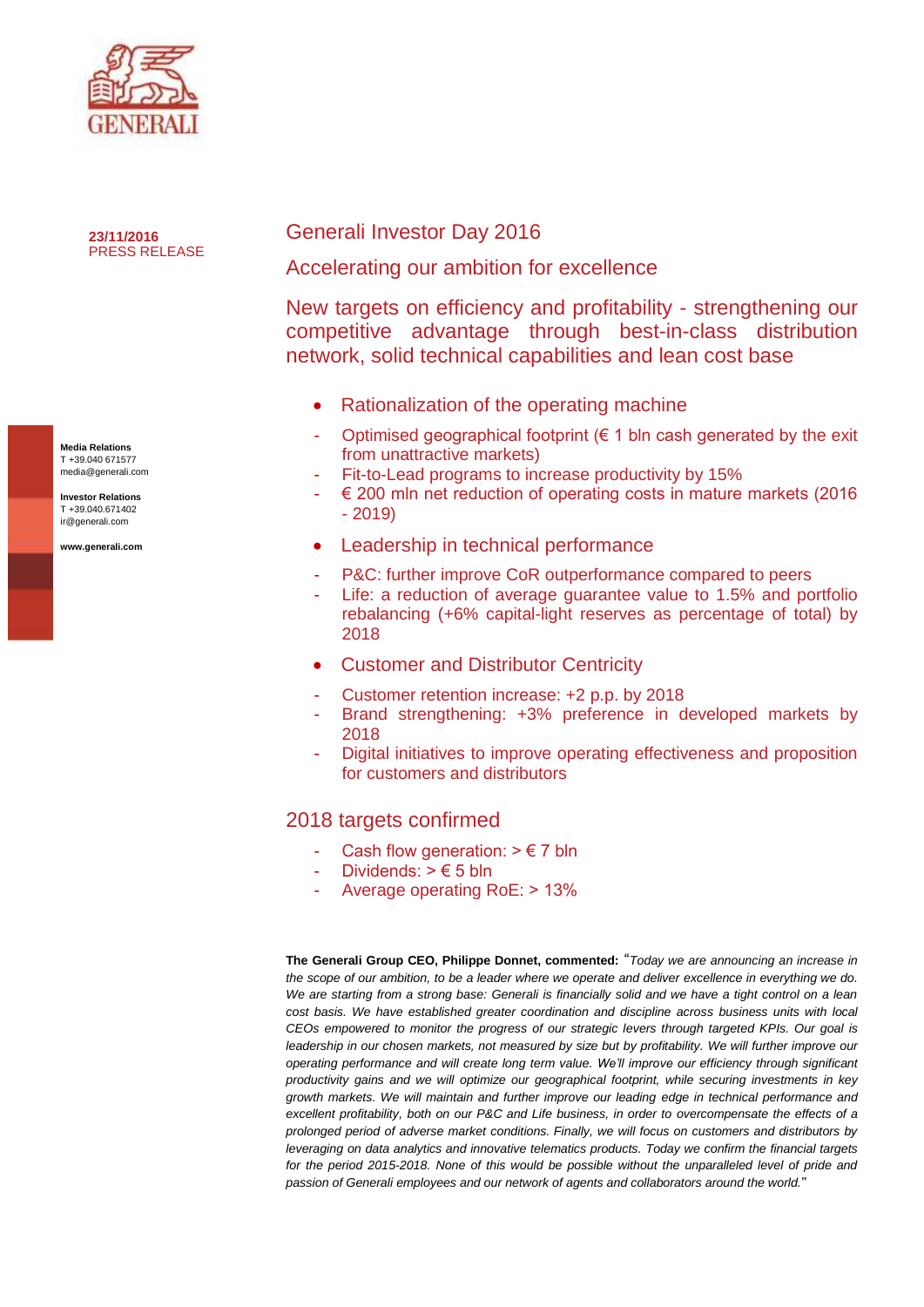**23/11/2016**
PRESS RELEASE

**Media Relations**
T +39.040 671577
media@generali.com

**Investor Relations**
T +39.040.671402
ir@generali.com

**www.generali.com**

# Generali Investor Day 2016

## Accelerating our ambition for excellence

## New targets on efficiency and profitability - strengthening our competitive advantage through best-in-class distribution network, solid technical capabilities and lean cost base

- Rationalization of the operating machine
  - Optimised geographical footprint (€ 1 bln cash generated by the exit from unattractive markets)
  - Fit-to-Lead programs to increase productivity by 15%
  - € 200 mln net reduction of operating costs in mature markets (2016 - 2019)
- Leadership in technical performance
  - P&C: further improve CoR outperformance compared to peers
  - Life: a reduction of average guarantee value to 1.5% and portfolio rebalancing (+6% capital-light reserves as percentage of total) by 2018
- Customer and Distributor Centricity
  - Customer retention increase: +2 p.p. by 2018
  - Brand strengthening: +3% preference in developed markets by 2018
  - Digital initiatives to improve operating effectiveness and proposition for customers and distributors

## 2018 targets confirmed

- Cash flow generation: > € 7 bln
- Dividends: > € 5 bln
- Average operating RoE: > 13%

**The Generali Group CEO, Philippe Donnet, commented:** "*Today we are announcing an increase in the scope of our ambition, to be a leader where we operate and deliver excellence in everything we do. We are starting from a strong base: Generali is financially solid and we have a tight control on a lean cost basis. We have established greater coordination and discipline across business units with local CEOs empowered to monitor the progress of our strategic levers through targeted KPIs. Our goal is leadership in our chosen markets, not measured by size but by profitability. We will further improve our operating performance and will create long term value. We'll improve our efficiency through significant productivity gains and we will optimize our geographical footprint, while securing investments in key growth markets. We will maintain and further improve our leading edge in technical performance and excellent profitability, both on our P&C and Life business, in order to overcompensate the effects of a prolonged period of adverse market conditions. Finally, we will focus on customers and distributors by leveraging on data analytics and innovative telematics products. Today we confirm the financial targets for the period 2015-2018. None of this would be possible without the unparalleled level of pride and passion of Generali employees and our network of agents and collaborators around the world.*"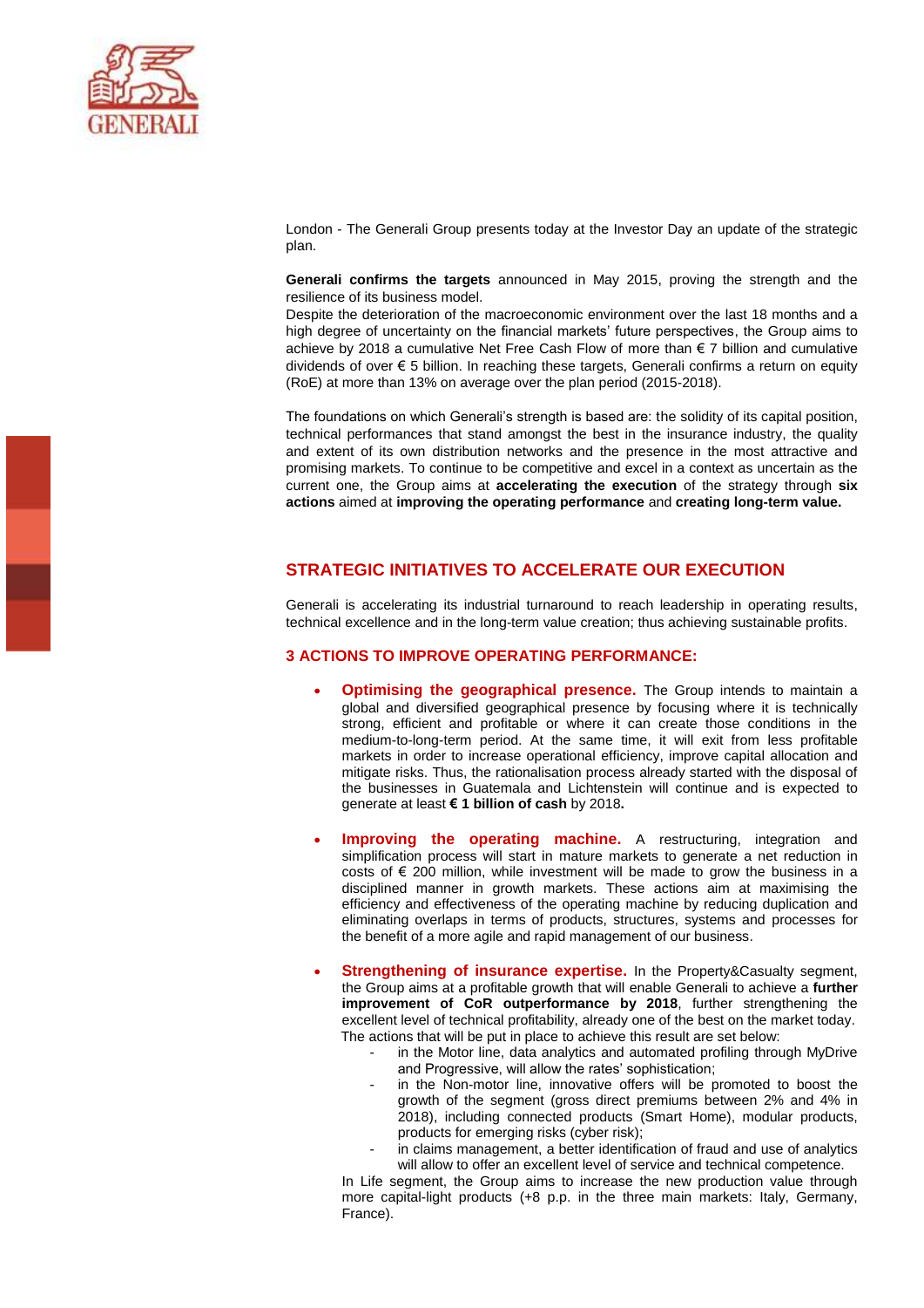London - The Generali Group presents today at the Investor Day an update of the strategic plan.

**Generali confirms the targets** announced in May 2015, proving the strength and the resilience of its business model.
Despite the deterioration of the macroeconomic environment over the last 18 months and a high degree of uncertainty on the financial markets' future perspectives, the Group aims to achieve by 2018 a cumulative Net Free Cash Flow of more than € 7 billion and cumulative dividends of over € 5 billion. In reaching these targets, Generali confirms a return on equity (RoE) at more than 13% on average over the plan period (2015-2018).

The foundations on which Generali's strength is based are: the solidity of its capital position, technical performances that stand amongst the best in the insurance industry, the quality and extent of its own distribution networks and the presence in the most attractive and promising markets. To continue to be competitive and excel in a context as uncertain as the current one, the Group aims at **accelerating the execution** of the strategy through **six actions** aimed at **improving the operating performance** and **creating long-term value.**

## STRATEGIC INITIATIVES TO ACCELERATE OUR EXECUTION

Generali is accelerating its industrial turnaround to reach leadership in operating results, technical excellence and in the long-term value creation; thus achieving sustainable profits.

### 3 ACTIONS TO IMPROVE OPERATING PERFORMANCE:

- **Optimising the geographical presence.** The Group intends to maintain a global and diversified geographical presence by focusing where it is technically strong, efficient and profitable or where it can create those conditions in the medium-to-long-term period. At the same time, it will exit from less profitable markets in order to increase operational efficiency, improve capital allocation and mitigate risks. Thus, the rationalisation process already started with the disposal of the businesses in Guatemala and Lichtenstein will continue and is expected to generate at least **€ 1 billion of cash** by 2018**.**

- **Improving the operating machine.** A restructuring, integration and simplification process will start in mature markets to generate a net reduction in costs of € 200 million, while investment will be made to grow the business in a disciplined manner in growth markets. These actions aim at maximising the efficiency and effectiveness of the operating machine by reducing duplication and eliminating overlaps in terms of products, structures, systems and processes for the benefit of a more agile and rapid management of our business.

- **Strengthening of insurance expertise.** In the Property&Casualty segment, the Group aims at a profitable growth that will enable Generali to achieve a **further improvement of CoR outperformance by 2018**, further strengthening the excellent level of technical profitability, already one of the best on the market today. The actions that will be put in place to achieve this result are set below:
  - in the Motor line, data analytics and automated profiling through MyDrive and Progressive, will allow the rates' sophistication;
  - in the Non-motor line, innovative offers will be promoted to boost the growth of the segment (gross direct premiums between 2% and 4% in 2018), including connected products (Smart Home), modular products, products for emerging risks (cyber risk);
  - in claims management, a better identification of fraud and use of analytics will allow to offer an excellent level of service and technical competence.

  In Life segment, the Group aims to increase the new production value through more capital-light products (+8 p.p. in the three main markets: Italy, Germany, France).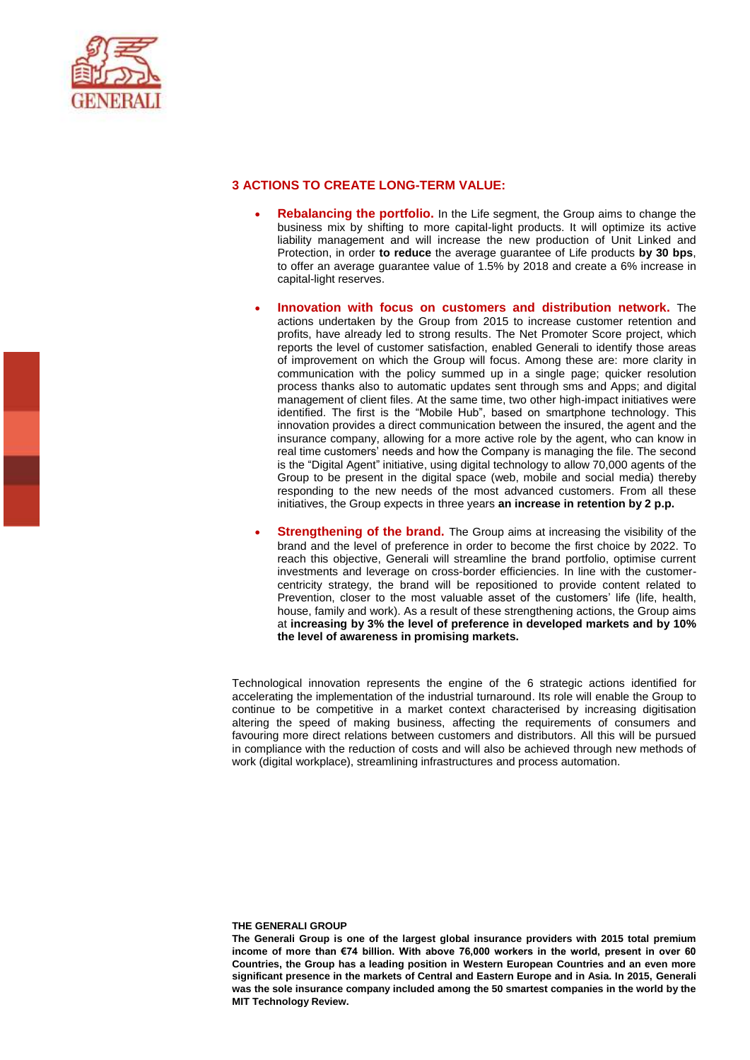## 3 ACTIONS TO CREATE LONG-TERM VALUE:

- **Rebalancing the portfolio.** In the Life segment, the Group aims to change the business mix by shifting to more capital-light products. It will optimize its active liability management and will increase the new production of Unit Linked and Protection, in order **to reduce** the average guarantee of Life products **by 30 bps**, to offer an average guarantee value of 1.5% by 2018 and create a 6% increase in capital-light reserves.

- **Innovation with focus on customers and distribution network.** The actions undertaken by the Group from 2015 to increase customer retention and profits, have already led to strong results. The Net Promoter Score project, which reports the level of customer satisfaction, enabled Generali to identify those areas of improvement on which the Group will focus. Among these are: more clarity in communication with the policy summed up in a single page; quicker resolution process thanks also to automatic updates sent through sms and Apps; and digital management of client files. At the same time, two other high-impact initiatives were identified. The first is the "Mobile Hub", based on smartphone technology. This innovation provides a direct communication between the insured, the agent and the insurance company, allowing for a more active role by the agent, who can know in real time customers' needs and how the Company is managing the file. The second is the "Digital Agent" initiative, using digital technology to allow 70,000 agents of the Group to be present in the digital space (web, mobile and social media) thereby responding to the new needs of the most advanced customers. From all these initiatives, the Group expects in three years **an increase in retention by 2 p.p.**

- **Strengthening of the brand.** The Group aims at increasing the visibility of the brand and the level of preference in order to become the first choice by 2022. To reach this objective, Generali will streamline the brand portfolio, optimise current investments and leverage on cross-border efficiencies. In line with the customer-centricity strategy, the brand will be repositioned to provide content related to Prevention, closer to the most valuable asset of the customers' life (life, health, house, family and work). As a result of these strengthening actions, the Group aims at **increasing by 3% the level of preference in developed markets and by 10% the level of awareness in promising markets.**

Technological innovation represents the engine of the 6 strategic actions identified for accelerating the implementation of the industrial turnaround. Its role will enable the Group to continue to be competitive in a market context characterised by increasing digitisation altering the speed of making business, affecting the requirements of consumers and favouring more direct relations between customers and distributors. All this will be pursued in compliance with the reduction of costs and will also be achieved through new methods of work (digital workplace), streamlining infrastructures and process automation.

**THE GENERALI GROUP**

**The Generali Group is one of the largest global insurance providers with 2015 total premium income of more than €74 billion. With above 76,000 workers in the world, present in over 60 Countries, the Group has a leading position in Western European Countries and an even more significant presence in the markets of Central and Eastern Europe and in Asia. In 2015, Generali was the sole insurance company included among the 50 smartest companies in the world by the MIT Technology Review.**